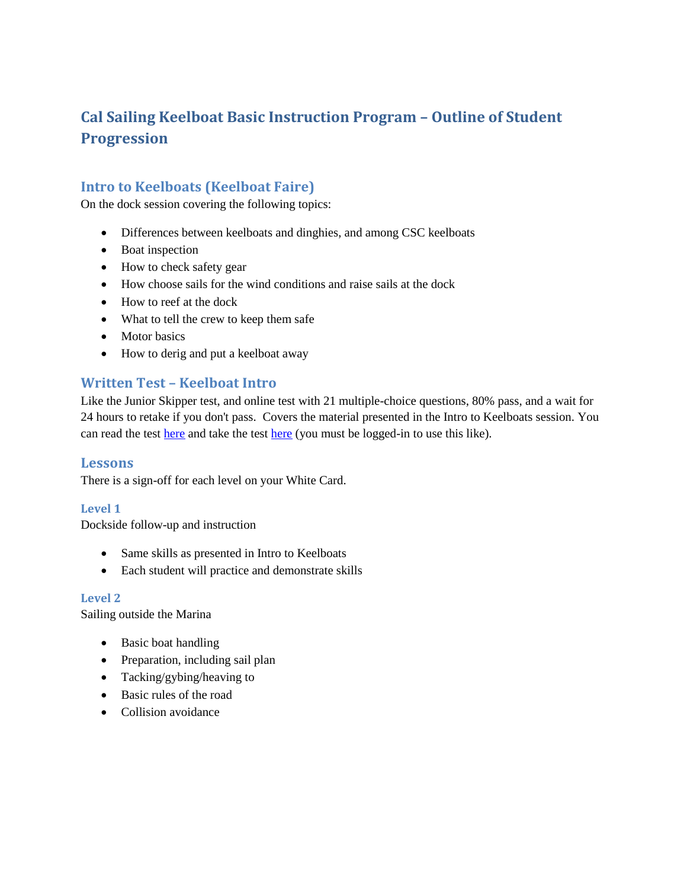# Cal Sailing Keelboat Basic Instruction Program – Outline of Student Progression

## Intro to Keelboats (Keelboat Faire)

On the dock session covering the following topics:

- Differences between keelboats and dinghies, and among CSC keelboats
- Boat inspection
- How to check safety gear
- How choose sails for the wind conditions and raise sails at the dock
- How to reef at the dock
- What to tell the crew to keep them safe
- Motor basics
- How to derig and put a keelboat away

## Written Test – Keelboat Intro

Like the Junior Skipper test, and online test with 21 multiple-choice questions, 80% pass, and a wait for 24 hours to retake if you don't pass. Covers the material presented in the Intro to Keelboats session. You can read the test here and take the test here (you must be logged-in to use this like).

## Lessons

There is a sign-off for each level on your White Card.

### Level 1

Dockside follow-up and instruction

- Same skills as presented in Intro to Keelboats
- Each student will practice and demonstrate skills

### Level 2

Sailing outside the Marina

- Basic boat handling
- Preparation, including sail plan
- Tacking/gybing/heaving to
- Basic rules of the road
- Collision avoidance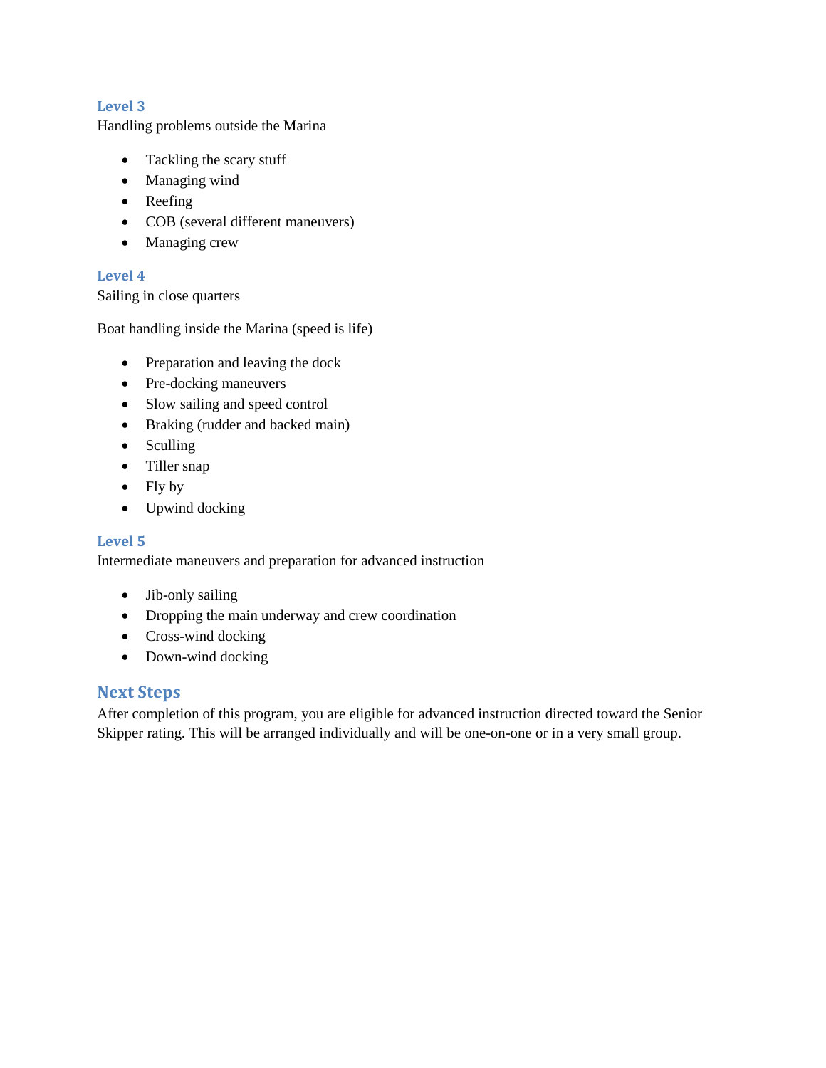### Level 3

Handling problems outside the Marina

- Tackling the scary stuff
- Managing wind
- Reefing
- COB (several different maneuvers)
- Managing crew

### Level 4

Sailing in close quarters

Boat handling inside the Marina (speed is life)

- Preparation and leaving the dock
- Pre-docking maneuvers
- Slow sailing and speed control
- Braking (rudder and backed main)
- Sculling
- Tiller snap
- Fly by
- Upwind docking

### Level 5

Intermediate maneuvers and preparation for advanced instruction

- Jib-only sailing
- Dropping the main underway and crew coordination
- Cross-wind docking
- Down-wind docking

## Next Steps

After completion of this program, you are eligible for advanced instruction directed toward the Senior Skipper rating. This will be arranged individually and will be one-on-one or in a very small group.